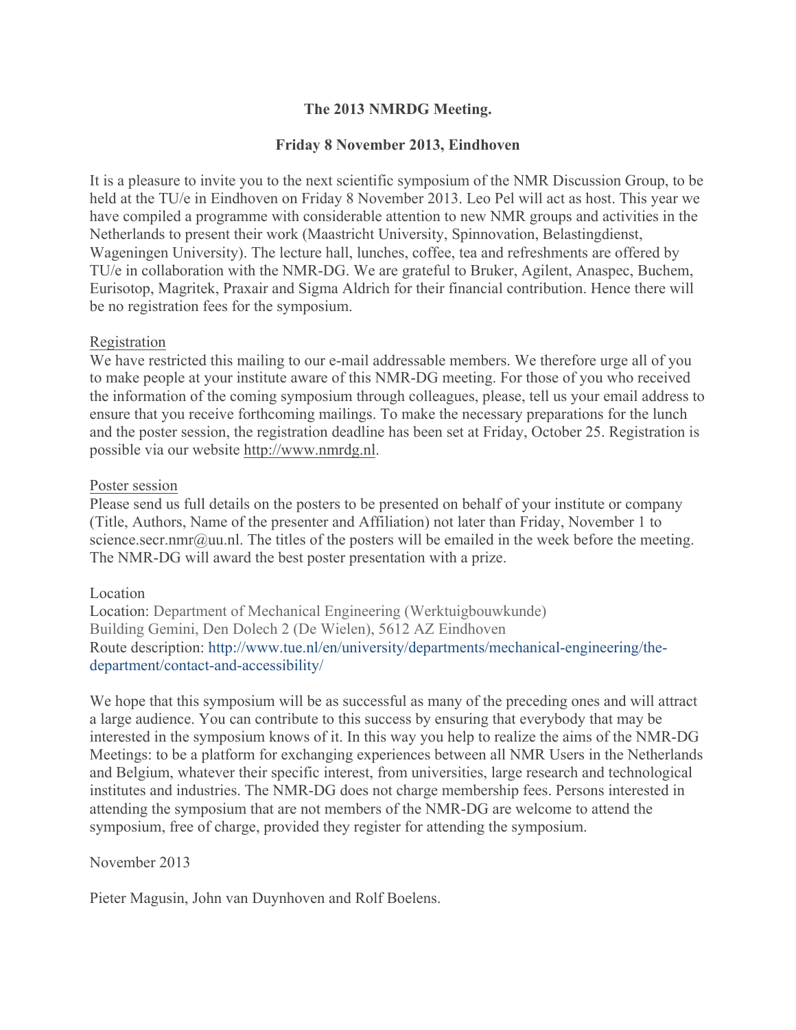# The 2013 NMRDG Meeting.

## Friday 8 November 2013, Eindhoven

It is a pleasure to invite you to the next scientific symposium of the NMR Discussion Group, to be held at the TU/e in Eindhoven on Friday 8 November 2013. Leo Pel will act as host. This year we have compiled a programme with considerable attention to new NMR groups and activities in the Netherlands to present their work (Maastricht University, Spinnovation, Belastingdienst, Wageningen University). The lecture hall, lunches, coffee, tea and refreshments are offered by TU/e in collaboration with the NMR-DG. We are grateful to Bruker, Agilent, Anaspec, Buchem, Eurisotop, Magritek, Praxair and Sigma Aldrich for their financial contribution. Hence there will be no registration fees for the symposium.

Registration

We have restricted this mailing to our e-mail addressable members. We therefore urge all of you to make people at your institute aware of this NMR-DG meeting. For those of you who received the information of the coming symposium through colleagues, please, tell us your email address to ensure that you receive forthcoming mailings. To make the necessary preparations for the lunch and the poster session, the registration deadline has been set at Friday, October 25. Registration is possible via our website http://www.nmrdg.nl.

Poster session

Please send us full details on the posters to be presented on behalf of your institute or company (Title, Authors, Name of the presenter and Affiliation) not later than Friday, November 1 to science.secr.nmr@uu.nl. The titles of the posters will be emailed in the week before the meeting. The NMR-DG will award the best poster presentation with a prize.

Location

Location: Department of Mechanical Engineering (Werktuigbouwkunde)
Building Gemini, Den Dolech 2 (De Wielen), 5612 AZ Eindhoven
Route description: http://www.tue.nl/en/university/departments/mechanical-engineering/the-department/contact-and-accessibility/

We hope that this symposium will be as successful as many of the preceding ones and will attract a large audience. You can contribute to this success by ensuring that everybody that may be interested in the symposium knows of it. In this way you help to realize the aims of the NMR-DG Meetings: to be a platform for exchanging experiences between all NMR Users in the Netherlands and Belgium, whatever their specific interest, from universities, large research and technological institutes and industries. The NMR-DG does not charge membership fees. Persons interested in attending the symposium that are not members of the NMR-DG are welcome to attend the symposium, free of charge, provided they register for attending the symposium.

November 2013

Pieter Magusin, John van Duynhoven and Rolf Boelens.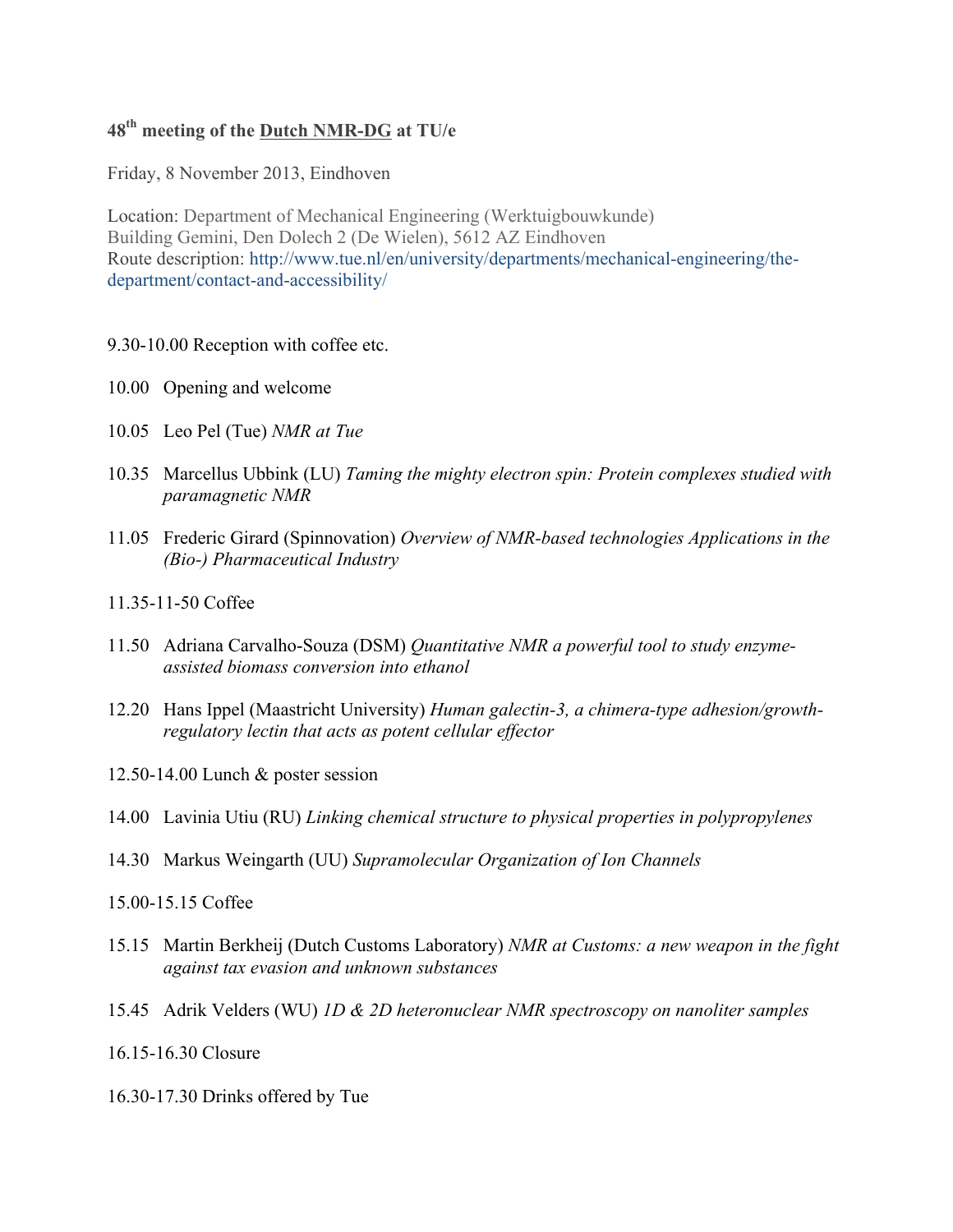**48th meeting of the Dutch NMR-DG at TU/e**

Friday, 8 November 2013, Eindhoven

Location: Department of Mechanical Engineering (Werktuigbouwkunde)
Building Gemini, Den Dolech 2 (De Wielen), 5612 AZ Eindhoven
Route description: http://www.tue.nl/en/university/departments/mechanical-engineering/the-department/contact-and-accessibility/

9.30-10.00 Reception with coffee etc.

10.00 Opening and welcome

10.05 Leo Pel (Tue) *NMR at Tue*

10.35 Marcellus Ubbink (LU) *Taming the mighty electron spin: Protein complexes studied with paramagnetic NMR*

11.05 Frederic Girard (Spinnovation) *Overview of NMR-based technologies Applications in the (Bio-) Pharmaceutical Industry*

11.35-11-50 Coffee

11.50 Adriana Carvalho-Souza (DSM) *Quantitative NMR a powerful tool to study enzyme-assisted biomass conversion into ethanol*

12.20 Hans Ippel (Maastricht University) *Human galectin-3, a chimera-type adhesion/growth-regulatory lectin that acts as potent cellular effector*

12.50-14.00 Lunch & poster session

14.00 Lavinia Utiu (RU) *Linking chemical structure to physical properties in polypropylenes*

14.30 Markus Weingarth (UU) *Supramolecular Organization of Ion Channels*

15.00-15.15 Coffee

15.15 Martin Berkheij (Dutch Customs Laboratory) *NMR at Customs: a new weapon in the fight against tax evasion and unknown substances*

15.45 Adrik Velders (WU) *1D & 2D heteronuclear NMR spectroscopy on nanoliter samples*

16.15-16.30 Closure

16.30-17.30 Drinks offered by Tue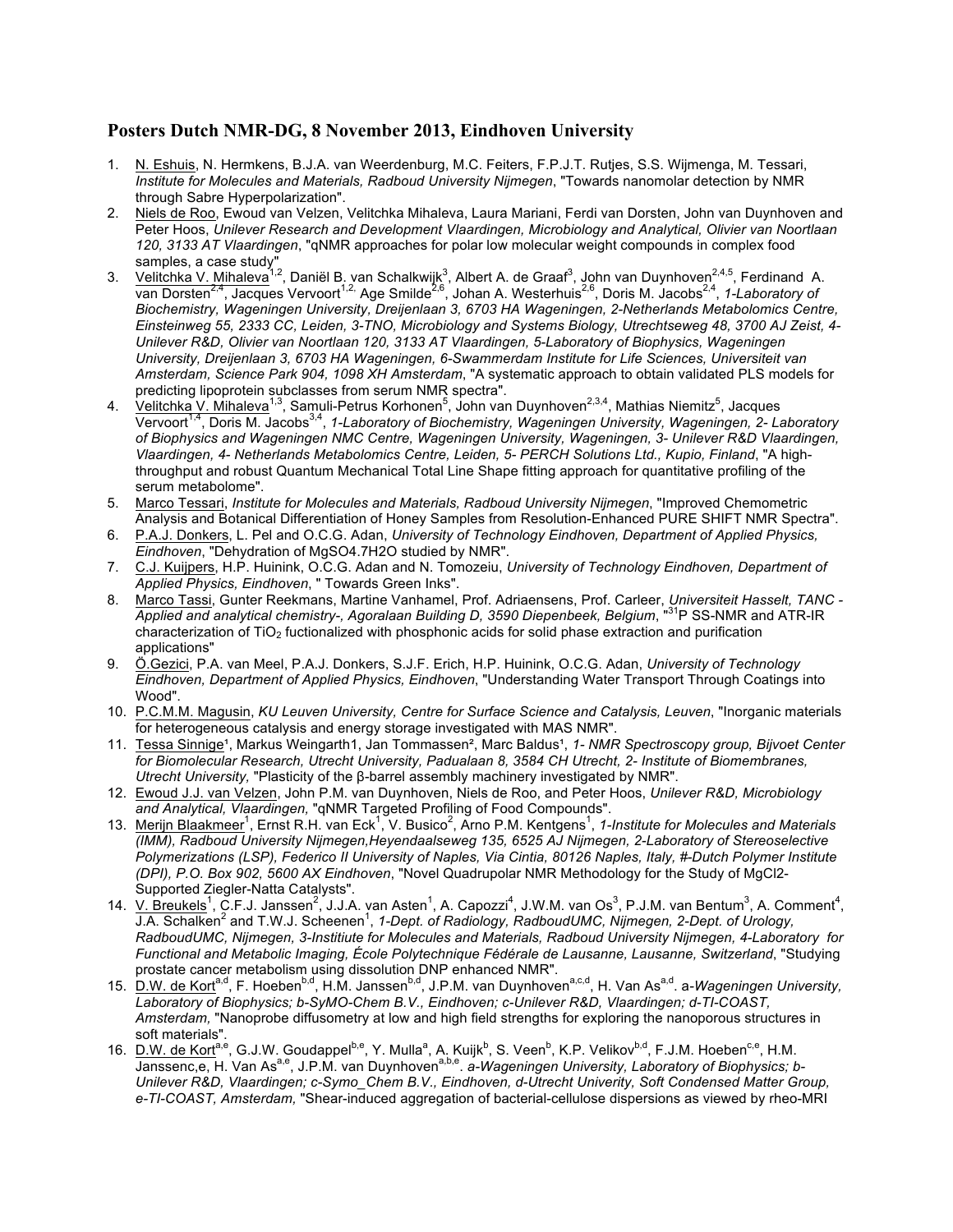## Posters Dutch NMR-DG, 8 November 2013, Eindhoven University

1. N. Eshuis, N. Hermkens, B.J.A. van Weerdenburg, M.C. Feiters, F.P.J.T. Rutjes, S.S. Wijmenga, M. Tessari, *Institute for Molecules and Materials, Radboud University Nijmegen*, "Towards nanomolar detection by NMR through Sabre Hyperpolarization".
2. Niels de Roo, Ewoud van Velzen, Velitchka Mihaleva, Laura Mariani, Ferdi van Dorsten, John van Duynhoven and Peter Hoos, *Unilever Research and Development Vlaardingen, Microbiology and Analytical, Olivier van Noortlaan 120, 3133 AT Vlaardingen*, "qNMR approaches for polar low molecular weight compounds in complex food samples, a case study"
3. Velitchka V. Mihaleva[1,2], Daniël B. van Schalkwijk[3], Albert A. de Graaf[3], John van Duynhoven[2,4,5], Ferdinand A. van Dorsten[2,4], Jacques Vervoort[1,2,] Age Smilde[2,6], Johan A. Westerhuis[2,6], Doris M. Jacobs[2,4], *1-Laboratory of Biochemistry, Wageningen University, Dreijenlaan 3, 6703 HA Wageningen, 2-Netherlands Metabolomics Centre, Einsteinweg 55, 2333 CC, Leiden, 3-TNO, Microbiology and Systems Biology, Utrechtseweg 48, 3700 AJ Zeist, 4-Unilever R&D, Olivier van Noortlaan 120, 3133 AT Vlaardingen, 5-Laboratory of Biophysics, Wageningen University, Dreijenlaan 3, 6703 HA Wageningen, 6-Swammerdam Institute for Life Sciences, Universiteit van Amsterdam, Science Park 904, 1098 XH Amsterdam*, "A systematic approach to obtain validated PLS models for predicting lipoprotein subclasses from serum NMR spectra".
4. Velitchka V. Mihaleva[1,3], Samuli-Petrus Korhonen[5], John van Duynhoven[2,3,4], Mathias Niemitz[5], Jacques Vervoort[1,4], Doris M. Jacobs[3,4], *1-Laboratory of Biochemistry, Wageningen University, Wageningen, 2- Laboratory of Biophysics and Wageningen NMC Centre, Wageningen University, Wageningen, 3- Unilever R&D Vlaardingen, Vlaardingen, 4- Netherlands Metabolomics Centre, Leiden, 5- PERCH Solutions Ltd., Kupio, Finland*, "A high-throughput and robust Quantum Mechanical Total Line Shape fitting approach for quantitative profiling of the serum metabolome".
5. Marco Tessari, *Institute for Molecules and Materials, Radboud University Nijmegen*, "Improved Chemometric Analysis and Botanical Differentiation of Honey Samples from Resolution-Enhanced PURE SHIFT NMR Spectra".
6. P.A.J. Donkers, L. Pel and O.C.G. Adan, *University of Technology Eindhoven, Department of Applied Physics, Eindhoven*, "Dehydration of MgSO4.7H2O studied by NMR".
7. C.J. Kuijpers, H.P. Huinink, O.C.G. Adan and N. Tomozeiu, *University of Technology Eindhoven, Department of Applied Physics, Eindhoven*, " Towards Green Inks".
8. Marco Tassi, Gunter Reekmans, Martine Vanhamel, Prof. Adriaensens, Prof. Carleer, *Universiteit Hasselt, TANC - Applied and analytical chemistry-, Agoralaan Building D, 3590 Diepenbeek, Belgium*, "$^{31}$P SS-NMR and ATR-IR characterization of $TiO_2$ fuctionalized with phosphonic acids for solid phase extraction and purification applications"
9. Ö.Gezici, P.A. van Meel, P.A.J. Donkers, S.J.F. Erich, H.P. Huinink, O.C.G. Adan, *University of Technology Eindhoven, Department of Applied Physics, Eindhoven*, "Understanding Water Transport Through Coatings into Wood".
10. P.C.M.M. Magusin, *KU Leuven University, Centre for Surface Science and Catalysis, Leuven*, "Inorganic materials for heterogeneous catalysis and energy storage investigated with MAS NMR".
11. Tessa Sinnige[1], Markus Weingarth1, Jan Tommassen[2], Marc Baldus[1], *1- NMR Spectroscopy group, Bijvoet Center for Biomolecular Research, Utrecht University, Padualaan 8, 3584 CH Utrecht, 2- Institute of Biomembranes, Utrecht University*, "Plasticity of the β-barrel assembly machinery investigated by NMR".
12. Ewoud J.J. van Velzen, John P.M. van Duynhoven, Niels de Roo, and Peter Hoos, *Unilever R&D, Microbiology and Analytical, Vlaardingen*, "qNMR Targeted Profiling of Food Compounds".
13. Merijn Blaakmeer[1], Ernst R.H. van Eck[1], V. Busico[2], Arno P.M. Kentgens[1], *1-Institute for Molecules and Materials (IMM), Radboud University Nijmegen,Heyendaalseweg 135, 6525 AJ Nijmegen, 2-Laboratory of Stereoselective Polymerizations (LSP), Federico II University of Naples, Via Cintia, 80126 Naples, Italy, #-Dutch Polymer Institute (DPI), P.O. Box 902, 5600 AX Eindhoven*, "Novel Quadrupolar NMR Methodology for the Study of MgCl2-Supported Ziegler-Natta Catalysts".
14. V. Breukels[1], C.F.J. Janssen[2], J.J.A. van Asten[1], A. Capozzi[4], J.W.M. van Os[3], P.J.M. van Bentum[3], A. Comment[4], J.A. Schalken[2] and T.W.J. Scheenen[1], *1-Dept. of Radiology, RadboudUMC, Nijmegen, 2-Dept. of Urology, RadboudUMC, Nijmegen, 3-Instituute for Molecules and Materials, Radboud University Nijmegen, 4-Laboratory for Functional and Metabolic Imaging, École Polytechnique Fédérale de Lausanne, Lausanne, Switzerland*, "Studying prostate cancer metabolism using dissolution DNP enhanced NMR".
15. D.W. de Kort[a,d], F. Hoeben[b,d], H.M. Janssen[b,d], J.P.M. van Duynhoven[a,c,d], H. Van As[a,d]. *a-Wageningen University, Laboratory of Biophysics; b-SyMO-Chem B.V., Eindhoven; c-Unilever R&D, Vlaardingen; d-TI-COAST, Amsterdam,* "Nanoprobe diffusometry at low and high field strengths for exploring the nanoporous structures in soft materials".
16. D.W. de Kort[a,e], G.J.W. Goudappel[b,e], Y. Mulla[a], A. Kuijk[b], S. Veen[b], K.P. Velikov[b,d], F.J.M. Hoeben[c,e], H.M. Janssenc,e, H. Van As[a,e], J.P.M. van Duynhoven[a,b,e]. *a-Wageningen University, Laboratory of Biophysics; b-Unilever R&D, Vlaardingen; c-Symo_Chem B.V., Eindhoven, d-Utrecht Univerity, Soft Condensed Matter Group, e-TI-COAST, Amsterdam,* "Shear-induced aggregation of bacterial-cellulose dispersions as viewed by rheo-MRI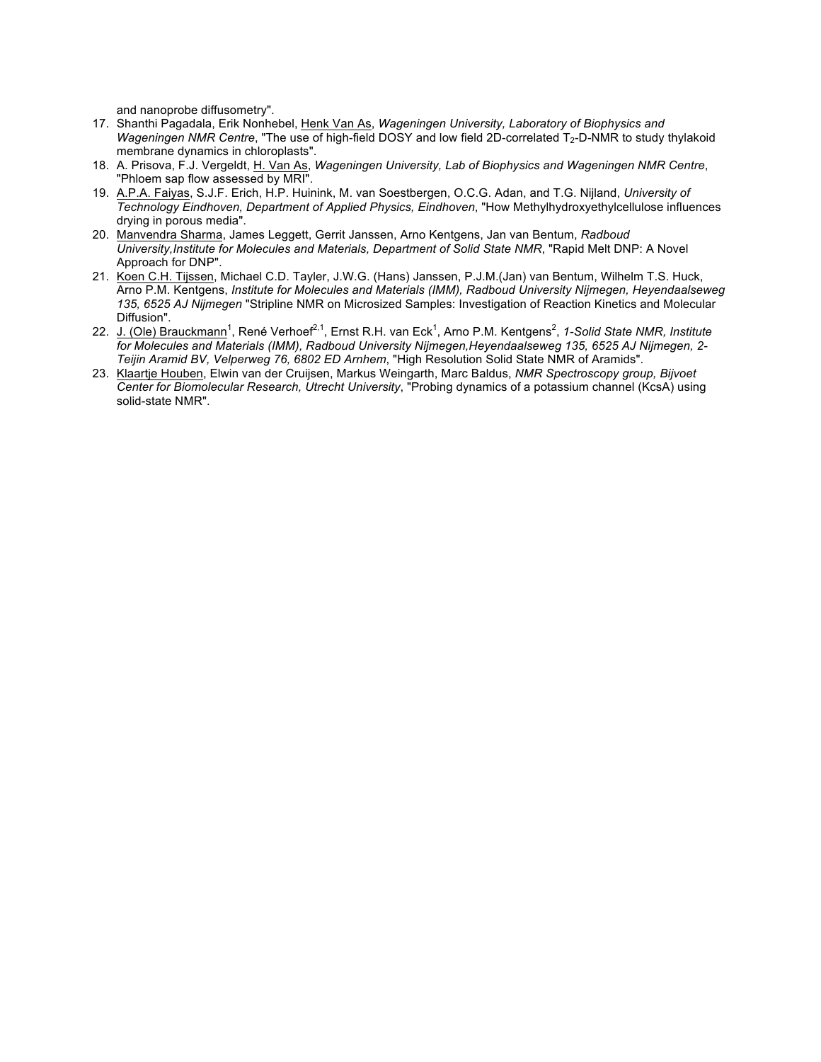and nanoprobe diffusometry".

17. Shanthi Pagadala, Erik Nonhebel, Henk Van As, *Wageningen University, Laboratory of Biophysics and Wageningen NMR Centre*, "The use of high-field DOSY and low field 2D-correlated $T_2$-D-NMR to study thylakoid membrane dynamics in chloroplasts".
18. A. Prisova, F.J. Vergeldt, H. Van As, *Wageningen University, Lab of Biophysics and Wageningen NMR Centre*, "Phloem sap flow assessed by MRI".
19. A.P.A. Faiyas, S.J.F. Erich, H.P. Huinink, M. van Soestbergen, O.C.G. Adan, and T.G. Nijland, *University of Technology Eindhoven, Department of Applied Physics, Eindhoven*, "How Methylhydroxyethylcellulose influences drying in porous media".
20. Manvendra Sharma, James Leggett, Gerrit Janssen, Arno Kentgens, Jan van Bentum, *Radboud University,Institute for Molecules and Materials, Department of Solid State NMR*, "Rapid Melt DNP: A Novel Approach for DNP".
21. Koen C.H. Tijssen, Michael C.D. Tayler, J.W.G. (Hans) Janssen, P.J.M.(Jan) van Bentum, Wilhelm T.S. Huck, Arno P.M. Kentgens, *Institute for Molecules and Materials (IMM), Radboud University Nijmegen, Heyendaalseweg 135, 6525 AJ Nijmegen* "Stripline NMR on Microsized Samples: Investigation of Reaction Kinetics and Molecular Diffusion".
22. J. (Ole) Brauckmann[1], René Verhoef[2,1], Ernst R.H. van Eck[1], Arno P.M. Kentgens[2], *1-Solid State NMR, Institute for Molecules and Materials (IMM), Radboud University Nijmegen,Heyendaalseweg 135, 6525 AJ Nijmegen, 2-Teijin Aramid BV, Velperweg 76, 6802 ED Arnhem*, "High Resolution Solid State NMR of Aramids".
23. Klaartje Houben, Elwin van der Cruijsen, Markus Weingarth, Marc Baldus, *NMR Spectroscopy group, Bijvoet Center for Biomolecular Research, Utrecht University*, "Probing dynamics of a potassium channel (KcsA) using solid-state NMR".